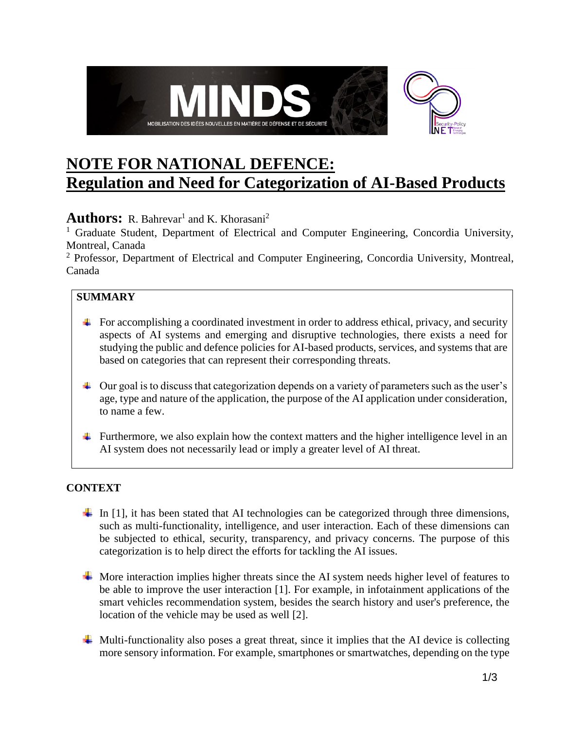# NOTE FOR NATIONAL DEFENCE: Regulation and Need for Categorization of AI-Based Products

**Authors:** R. Bahrevar[1] and K. Khorasani[2]

[1] Graduate Student, Department of Electrical and Computer Engineering, Concordia University, Montreal, Canada

[2] Professor, Department of Electrical and Computer Engineering, Concordia University, Montreal, Canada

## SUMMARY

- For accomplishing a coordinated investment in order to address ethical, privacy, and security aspects of AI systems and emerging and disruptive technologies, there exists a need for studying the public and defence policies for AI-based products, services, and systems that are based on categories that can represent their corresponding threats.
- Our goal is to discuss that categorization depends on a variety of parameters such as the user's age, type and nature of the application, the purpose of the AI application under consideration, to name a few.
- Furthermore, we also explain how the context matters and the higher intelligence level in an AI system does not necessarily lead or imply a greater level of AI threat.

## CONTEXT

- In [1], it has been stated that AI technologies can be categorized through three dimensions, such as multi-functionality, intelligence, and user interaction. Each of these dimensions can be subjected to ethical, security, transparency, and privacy concerns. The purpose of this categorization is to help direct the efforts for tackling the AI issues.
- More interaction implies higher threats since the AI system needs higher level of features to be able to improve the user interaction [1]. For example, in infotainment applications of the smart vehicles recommendation system, besides the search history and user's preference, the location of the vehicle may be used as well [2].
- Multi-functionality also poses a great threat, since it implies that the AI device is collecting more sensory information. For example, smartphones or smartwatches, depending on the type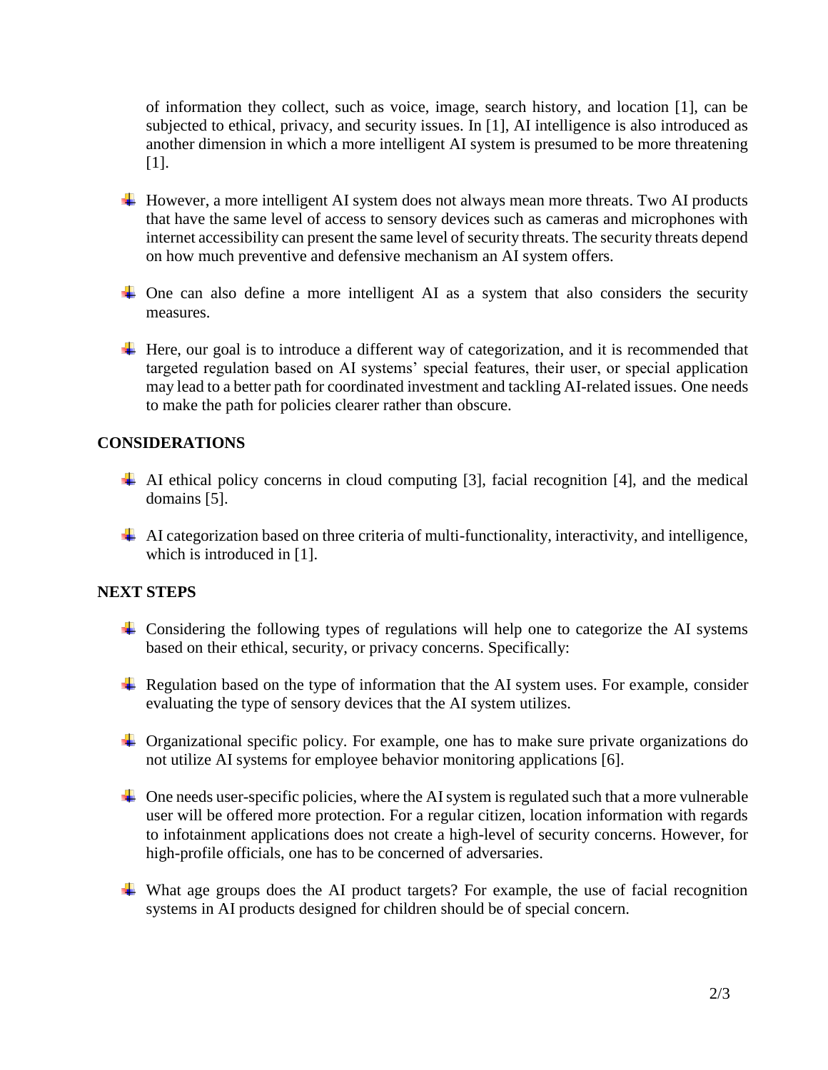of information they collect, such as voice, image, search history, and location [1], can be subjected to ethical, privacy, and security issues. In [1], AI intelligence is also introduced as another dimension in which a more intelligent AI system is presumed to be more threatening [1].

- However, a more intelligent AI system does not always mean more threats. Two AI products that have the same level of access to sensory devices such as cameras and microphones with internet accessibility can present the same level of security threats. The security threats depend on how much preventive and defensive mechanism an AI system offers.

- One can also define a more intelligent AI as a system that also considers the security measures.

- Here, our goal is to introduce a different way of categorization, and it is recommended that targeted regulation based on AI systems' special features, their user, or special application may lead to a better path for coordinated investment and tackling AI-related issues. One needs to make the path for policies clearer rather than obscure.

## CONSIDERATIONS

- AI ethical policy concerns in cloud computing [3], facial recognition [4], and the medical domains [5].

- AI categorization based on three criteria of multi-functionality, interactivity, and intelligence, which is introduced in [1].

## NEXT STEPS

- Considering the following types of regulations will help one to categorize the AI systems based on their ethical, security, or privacy concerns. Specifically:

- Regulation based on the type of information that the AI system uses. For example, consider evaluating the type of sensory devices that the AI system utilizes.

- Organizational specific policy. For example, one has to make sure private organizations do not utilize AI systems for employee behavior monitoring applications [6].

- One needs user-specific policies, where the AI system is regulated such that a more vulnerable user will be offered more protection. For a regular citizen, location information with regards to infotainment applications does not create a high-level of security concerns. However, for high-profile officials, one has to be concerned of adversaries.

- What age groups does the AI product targets? For example, the use of facial recognition systems in AI products designed for children should be of special concern.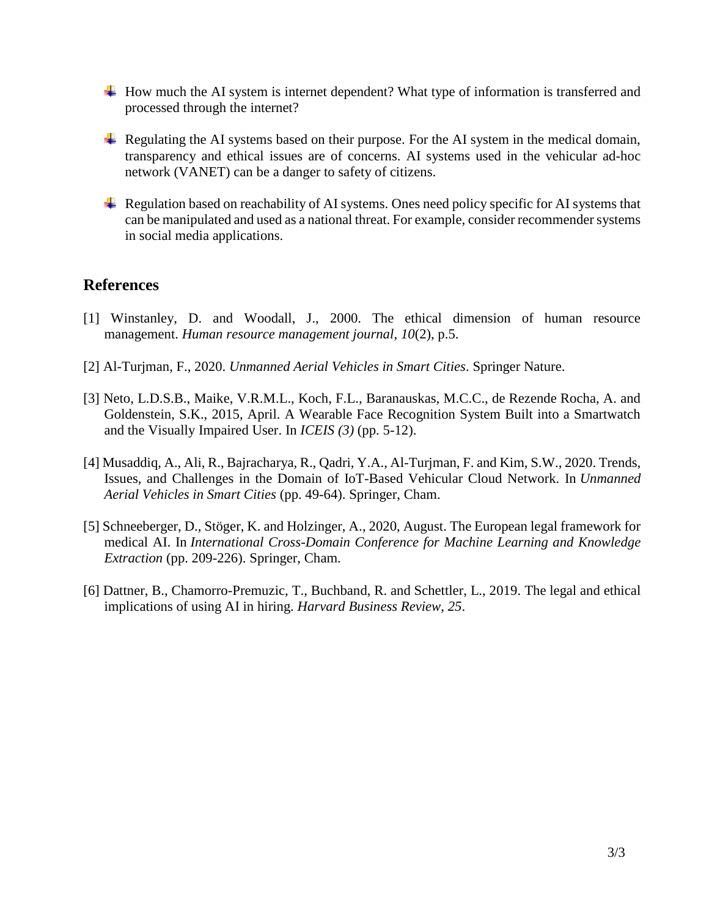- How much the AI system is internet dependent? What type of information is transferred and processed through the internet?

- Regulating the AI systems based on their purpose. For the AI system in the medical domain, transparency and ethical issues are of concerns. AI systems used in the vehicular ad-hoc network (VANET) can be a danger to safety of citizens.

- Regulation based on reachability of AI systems. Ones need policy specific for AI systems that can be manipulated and used as a national threat. For example, consider recommender systems in social media applications.

## References

[1] Winstanley, D. and Woodall, J., 2000. The ethical dimension of human resource management. *Human resource management journal*, *10*(2), p.5.

[2] Al-Turjman, F., 2020. *Unmanned Aerial Vehicles in Smart Cities*. Springer Nature.

[3] Neto, L.D.S.B., Maike, V.R.M.L., Koch, F.L., Baranauskas, M.C.C., de Rezende Rocha, A. and Goldenstein, S.K., 2015, April. A Wearable Face Recognition System Built into a Smartwatch and the Visually Impaired User. In *ICEIS (3)* (pp. 5-12).

[4] Musaddiq, A., Ali, R., Bajracharya, R., Qadri, Y.A., Al-Turjman, F. and Kim, S.W., 2020. Trends, Issues, and Challenges in the Domain of IoT-Based Vehicular Cloud Network. In *Unmanned Aerial Vehicles in Smart Cities* (pp. 49-64). Springer, Cham.

[5] Schneeberger, D., Stöger, K. and Holzinger, A., 2020, August. The European legal framework for medical AI. In *International Cross-Domain Conference for Machine Learning and Knowledge Extraction* (pp. 209-226). Springer, Cham.

[6] Dattner, B., Chamorro-Premuzic, T., Buchband, R. and Schettler, L., 2019. The legal and ethical implications of using AI in hiring. *Harvard Business Review*, *25*.